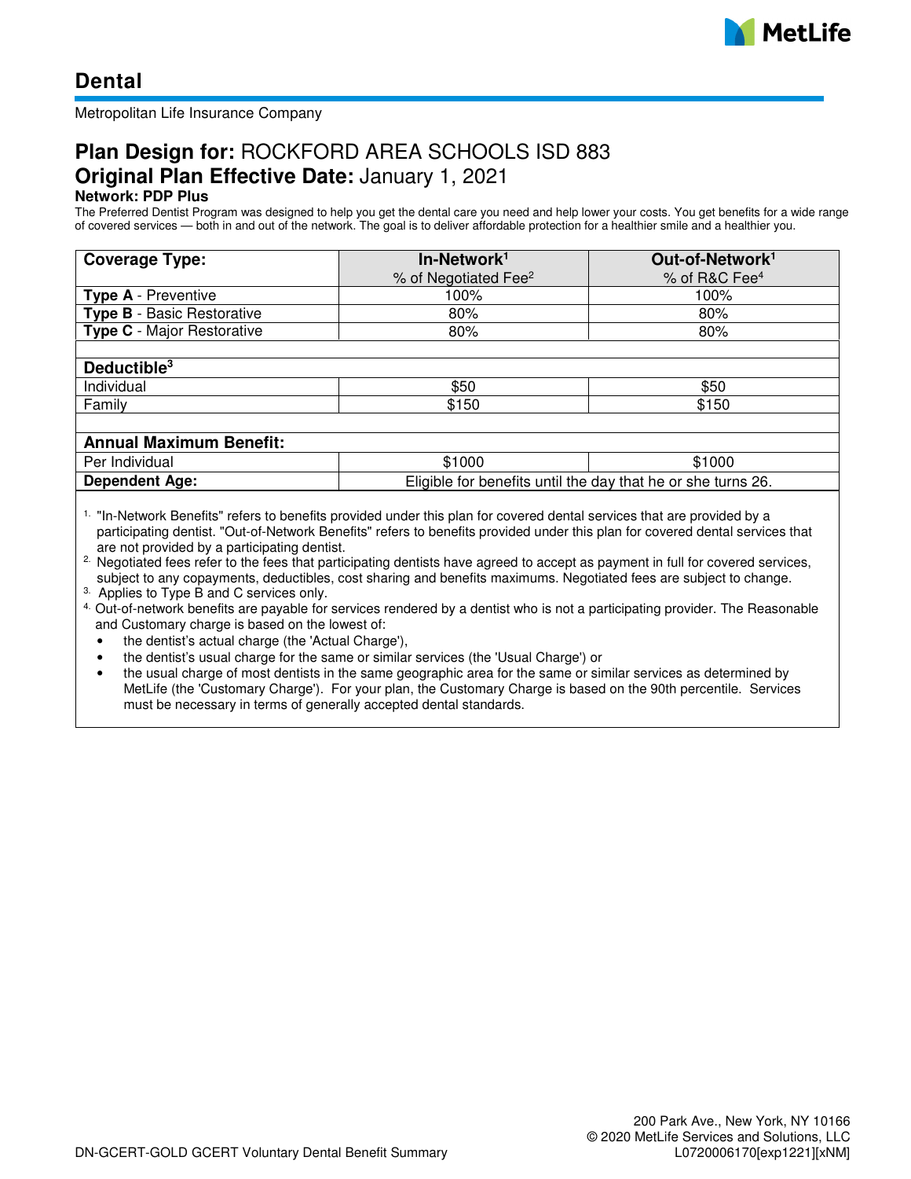# Dental

Metropolitan Life Insurance Company

## Plan Design for: ROCKFORD AREA SCHOOLS ISD 883
## Original Plan Effective Date: January 1, 2021

**Network: PDP Plus**

The Preferred Dentist Program was designed to help you get the dental care you need and help lower your costs. You get benefits for a wide range of covered services — both in and out of the network. The goal is to deliver affordable protection for a healthier smile and a healthier you.

| Coverage Type: | In-Network[1] % of Negotiated Fee[2] | Out-of-Network[1] % of R&C Fee[4] |
|---|---|---|
| **Type A** - Preventive | 100% | 100% |
| **Type B** - Basic Restorative | 80% | 80% |
| **Type C** - Major Restorative | 80% | 80% |
| | | |
| **Deductible[3]** | | |
| Individual | $50 | $50 |
| Family | $150 | $150 |
| | | |
| **Annual Maximum Benefit:** | | |
| Per Individual | $1000 | $1000 |
| **Dependent Age:** | Eligible for benefits until the day that he or she turns 26. | |

1. "In-Network Benefits" refers to benefits provided under this plan for covered dental services that are provided by a participating dentist. "Out-of-Network Benefits" refers to benefits provided under this plan for covered dental services that are not provided by a participating dentist.
2. Negotiated fees refer to the fees that participating dentists have agreed to accept as payment in full for covered services, subject to any copayments, deductibles, cost sharing and benefits maximums. Negotiated fees are subject to change.
3. Applies to Type B and C services only.
4. Out-of-network benefits are payable for services rendered by a dentist who is not a participating provider. The Reasonable and Customary charge is based on the lowest of:
   - the dentist's actual charge (the 'Actual Charge'),
   - the dentist's usual charge for the same or similar services (the 'Usual Charge') or
   - the usual charge of most dentists in the same geographic area for the same or similar services as determined by MetLife (the 'Customary Charge'). For your plan, the Customary Charge is based on the 90th percentile. Services must be necessary in terms of generally accepted dental standards.

DN-GCERT-GOLD GCERT Voluntary Dental Benefit Summary

200 Park Ave., New York, NY 10166
© 2020 MetLife Services and Solutions, LLC
L0720006170[exp1221][xNM]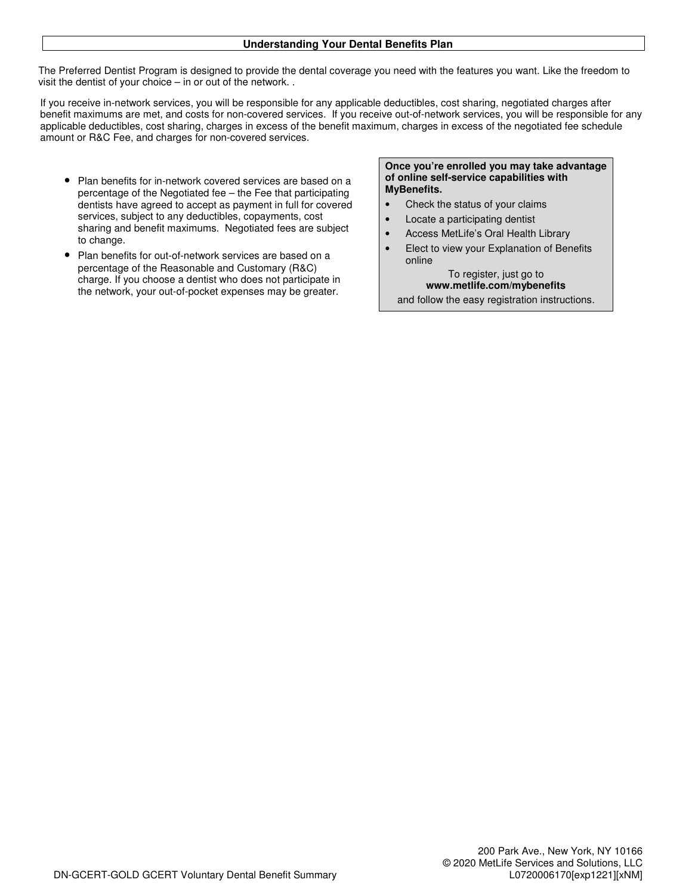## Understanding Your Dental Benefits Plan

The Preferred Dentist Program is designed to provide the dental coverage you need with the features you want. Like the freedom to visit the dentist of your choice – in or out of the network. .

If you receive in-network services, you will be responsible for any applicable deductibles, cost sharing, negotiated charges after benefit maximums are met, and costs for non-covered services. If you receive out-of-network services, you will be responsible for any applicable deductibles, cost sharing, charges in excess of the benefit maximum, charges in excess of the negotiated fee schedule amount or R&C Fee, and charges for non-covered services.

- Plan benefits for in-network covered services are based on a percentage of the Negotiated fee – the Fee that participating dentists have agreed to accept as payment in full for covered services, subject to any deductibles, copayments, cost sharing and benefit maximums. Negotiated fees are subject to change.
- Plan benefits for out-of-network services are based on a percentage of the Reasonable and Customary (R&C) charge. If you choose a dentist who does not participate in the network, your out-of-pocket expenses may be greater.

**Once you're enrolled you may take advantage of online self-service capabilities with MyBenefits.**

- Check the status of your claims
- Locate a participating dentist
- Access MetLife's Oral Health Library
- Elect to view your Explanation of Benefits online

To register, just go to **www.metlife.com/mybenefits** and follow the easy registration instructions.

200 Park Ave., New York, NY 10166
© 2020 MetLife Services and Solutions, LLC
DN-GCERT-GOLD GCERT Voluntary Dental Benefit Summary L0720006170[exp1221][xNM]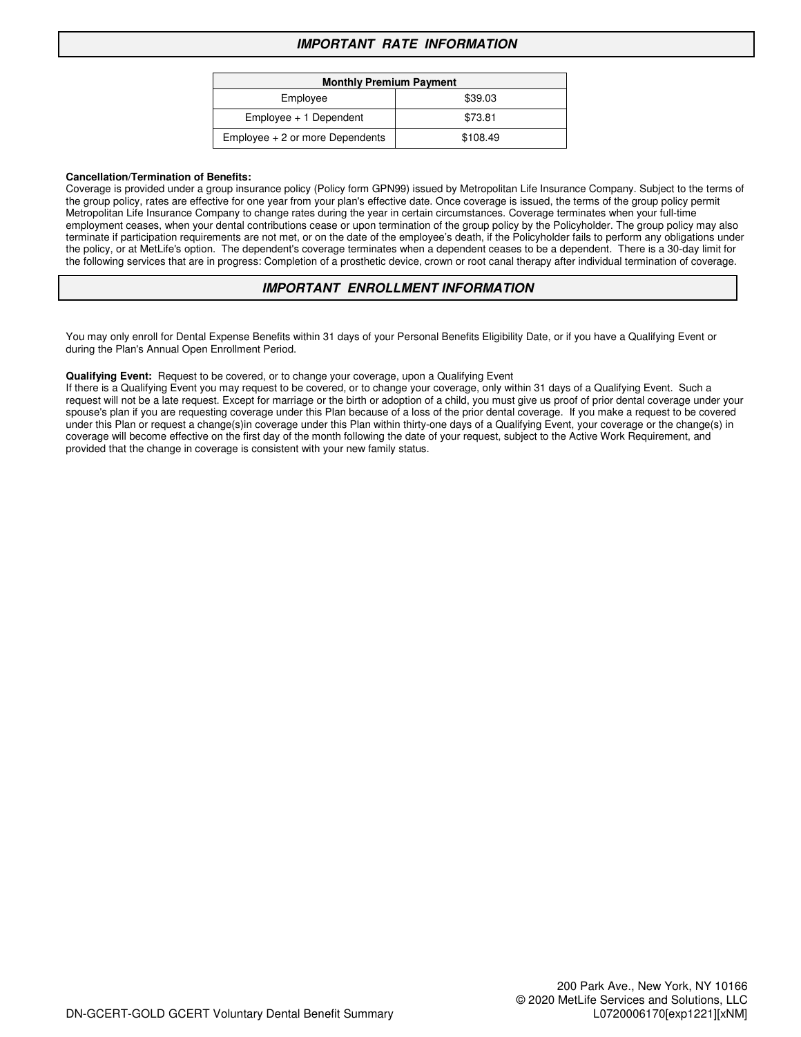## *IMPORTANT RATE INFORMATION*

| Monthly Premium Payment | |
|---|---|
| Employee | $39.03 |
| Employee + 1 Dependent | $73.81 |
| Employee + 2 or more Dependents | $108.49 |

**Cancellation/Termination of Benefits:**
Coverage is provided under a group insurance policy (Policy form GPN99) issued by Metropolitan Life Insurance Company. Subject to the terms of the group policy, rates are effective for one year from your plan's effective date. Once coverage is issued, the terms of the group policy permit Metropolitan Life Insurance Company to change rates during the year in certain circumstances. Coverage terminates when your full-time employment ceases, when your dental contributions cease or upon termination of the group policy by the Policyholder. The group policy may also terminate if participation requirements are not met, or on the date of the employee's death, if the Policyholder fails to perform any obligations under the policy, or at MetLife's option. The dependent's coverage terminates when a dependent ceases to be a dependent. There is a 30-day limit for the following services that are in progress: Completion of a prosthetic device, crown or root canal therapy after individual termination of coverage.

## *IMPORTANT ENROLLMENT INFORMATION*

You may only enroll for Dental Expense Benefits within 31 days of your Personal Benefits Eligibility Date, or if you have a Qualifying Event or during the Plan's Annual Open Enrollment Period.

**Qualifying Event:** Request to be covered, or to change your coverage, upon a Qualifying Event
If there is a Qualifying Event you may request to be covered, or to change your coverage, only within 31 days of a Qualifying Event. Such a request will not be a late request. Except for marriage or the birth or adoption of a child, you must give us proof of prior dental coverage under your spouse's plan if you are requesting coverage under this Plan because of a loss of the prior dental coverage. If you make a request to be covered under this Plan or request a change(s)in coverage under this Plan within thirty-one days of a Qualifying Event, your coverage or the change(s) in coverage will become effective on the first day of the month following the date of your request, subject to the Active Work Requirement, and provided that the change in coverage is consistent with your new family status.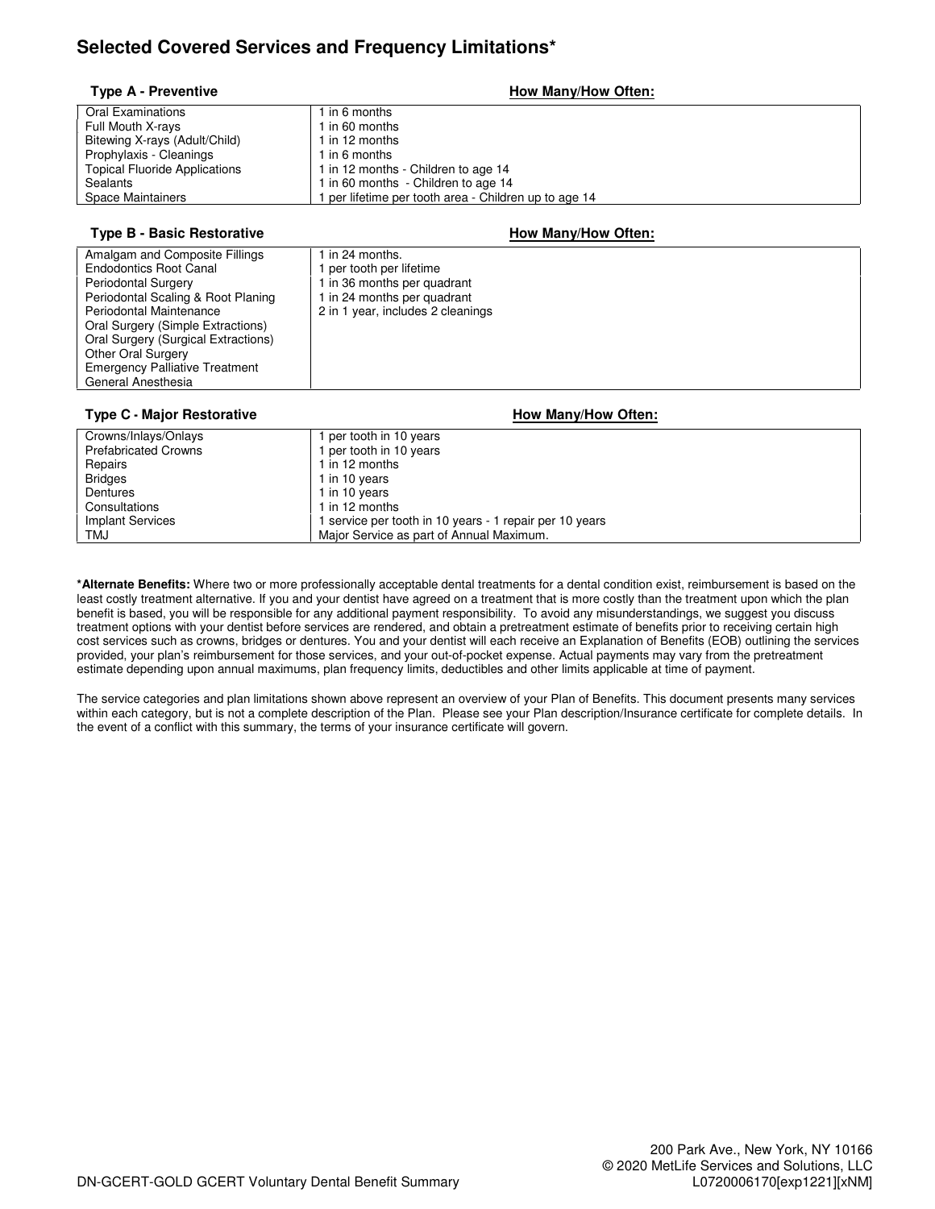## Selected Covered Services and Frequency Limitations*

| Type A - Preventive | How Many/How Often: |
|---|---|
| Oral Examinations | 1 in 6 months |
| Full Mouth X-rays | 1 in 60 months |
| Bitewing X-rays (Adult/Child) | 1 in 12 months |
| Prophylaxis - Cleanings | 1 in 6 months |
| Topical Fluoride Applications | 1 in 12 months - Children to age 14 |
| Sealants | 1 in 60 months - Children to age 14 |
| Space Maintainers | 1 per lifetime per tooth area - Children up to age 14 |

| Type B - Basic Restorative | How Many/How Often: |
|---|---|
| Amalgam and Composite Fillings | 1 in 24 months. |
| Endodontics Root Canal | 1 per tooth per lifetime |
| Periodontal Surgery | 1 in 36 months per quadrant |
| Periodontal Scaling & Root Planing | 1 in 24 months per quadrant |
| Periodontal Maintenance | 2 in 1 year, includes 2 cleanings |
| Oral Surgery (Simple Extractions) | |
| Oral Surgery (Surgical Extractions) | |
| Other Oral Surgery | |
| Emergency Palliative Treatment | |
| General Anesthesia | |

| Type C - Major Restorative | How Many/How Often: |
|---|---|
| Crowns/Inlays/Onlays | 1 per tooth in 10 years |
| Prefabricated Crowns | 1 per tooth in 10 years |
| Repairs | 1 in 12 months |
| Bridges | 1 in 10 years |
| Dentures | 1 in 10 years |
| Consultations | 1 in 12 months |
| Implant Services | 1 service per tooth in 10 years - 1 repair per 10 years |
| TMJ | Major Service as part of Annual Maximum. |

***Alternate Benefits:** Where two or more professionally acceptable dental treatments for a dental condition exist, reimbursement is based on the least costly treatment alternative. If you and your dentist have agreed on a treatment that is more costly than the treatment upon which the plan benefit is based, you will be responsible for any additional payment responsibility. To avoid any misunderstandings, we suggest you discuss treatment options with your dentist before services are rendered, and obtain a pretreatment estimate of benefits prior to receiving certain high cost services such as crowns, bridges or dentures. You and your dentist will each receive an Explanation of Benefits (EOB) outlining the services provided, your plan's reimbursement for those services, and your out-of-pocket expense. Actual payments may vary from the pretreatment estimate depending upon annual maximums, plan frequency limits, deductibles and other limits applicable at time of payment.

The service categories and plan limitations shown above represent an overview of your Plan of Benefits. This document presents many services within each category, but is not a complete description of the Plan. Please see your Plan description/Insurance certificate for complete details. In the event of a conflict with this summary, the terms of your insurance certificate will govern.

200 Park Ave., New York, NY 10166
© 2020 MetLife Services and Solutions, LLC
DN-GCERT-GOLD GCERT Voluntary Dental Benefit Summary L0720006170[exp1221][xNM]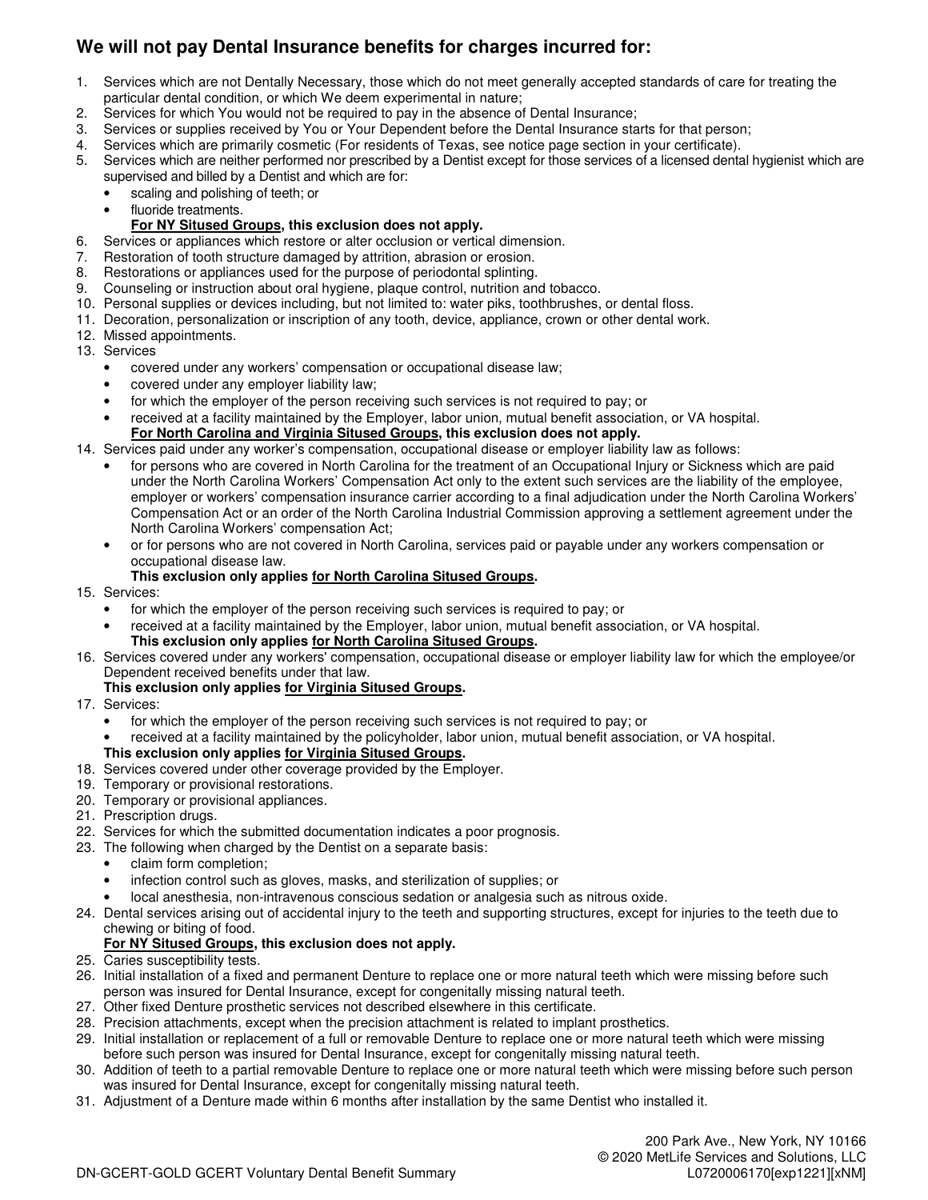## We will not pay Dental Insurance benefits for charges incurred for:

1. Services which are not Dentally Necessary, those which do not meet generally accepted standards of care for treating the particular dental condition, or which We deem experimental in nature;
2. Services for which You would not be required to pay in the absence of Dental Insurance;
3. Services or supplies received by You or Your Dependent before the Dental Insurance starts for that person;
4. Services which are primarily cosmetic (For residents of Texas, see notice page section in your certificate).
5. Services which are neither performed nor prescribed by a Dentist except for those services of a licensed dental hygienist which are supervised and billed by a Dentist and which are for:
   - scaling and polishing of teeth; or
   - fluoride treatments.

   **For NY Sitused Groups, this exclusion does not apply.**
6. Services or appliances which restore or alter occlusion or vertical dimension.
7. Restoration of tooth structure damaged by attrition, abrasion or erosion.
8. Restorations or appliances used for the purpose of periodontal splinting.
9. Counseling or instruction about oral hygiene, plaque control, nutrition and tobacco.
10. Personal supplies or devices including, but not limited to: water piks, toothbrushes, or dental floss.
11. Decoration, personalization or inscription of any tooth, device, appliance, crown or other dental work.
12. Missed appointments.
13. Services
    - covered under any workers' compensation or occupational disease law;
    - covered under any employer liability law;
    - for which the employer of the person receiving such services is not required to pay; or
    - received at a facility maintained by the Employer, labor union, mutual benefit association, or VA hospital.

    **For North Carolina and Virginia Sitused Groups, this exclusion does not apply.**
14. Services paid under any worker's compensation, occupational disease or employer liability law as follows:
    - for persons who are covered in North Carolina for the treatment of an Occupational Injury or Sickness which are paid under the North Carolina Workers' Compensation Act only to the extent such services are the liability of the employee, employer or workers' compensation insurance carrier according to a final adjudication under the North Carolina Workers' Compensation Act or an order of the North Carolina Industrial Commission approving a settlement agreement under the North Carolina Workers' compensation Act;
    - or for persons who are not covered in North Carolina, services paid or payable under any workers compensation or occupational disease law.

    **This exclusion only applies for North Carolina Sitused Groups.**
15. Services:
    - for which the employer of the person receiving such services is required to pay; or
    - received at a facility maintained by the Employer, labor union, mutual benefit association, or VA hospital.

    **This exclusion only applies for North Carolina Sitused Groups.**
16. Services covered under any workers' compensation, occupational disease or employer liability law for which the employee/or Dependent received benefits under that law.

    **This exclusion only applies for Virginia Sitused Groups.**
17. Services:
    - for which the employer of the person receiving such services is not required to pay; or
    - received at a facility maintained by the policyholder, labor union, mutual benefit association, or VA hospital.

    **This exclusion only applies for Virginia Sitused Groups.**
18. Services covered under other coverage provided by the Employer.
19. Temporary or provisional restorations.
20. Temporary or provisional appliances.
21. Prescription drugs.
22. Services for which the submitted documentation indicates a poor prognosis.
23. The following when charged by the Dentist on a separate basis:
    - claim form completion;
    - infection control such as gloves, masks, and sterilization of supplies; or
    - local anesthesia, non-intravenous conscious sedation or analgesia such as nitrous oxide.
24. Dental services arising out of accidental injury to the teeth and supporting structures, except for injuries to the teeth due to chewing or biting of food.

    **For NY Sitused Groups, this exclusion does not apply.**
25. Caries susceptibility tests.
26. Initial installation of a fixed and permanent Denture to replace one or more natural teeth which were missing before such person was insured for Dental Insurance, except for congenitally missing natural teeth.
27. Other fixed Denture prosthetic services not described elsewhere in this certificate.
28. Precision attachments, except when the precision attachment is related to implant prosthetics.
29. Initial installation or replacement of a full or removable Denture to replace one or more natural teeth which were missing before such person was insured for Dental Insurance, except for congenitally missing natural teeth.
30. Addition of teeth to a partial removable Denture to replace one or more natural teeth which were missing before such person was insured for Dental Insurance, except for congenitally missing natural teeth.
31. Adjustment of a Denture made within 6 months after installation by the same Dentist who installed it.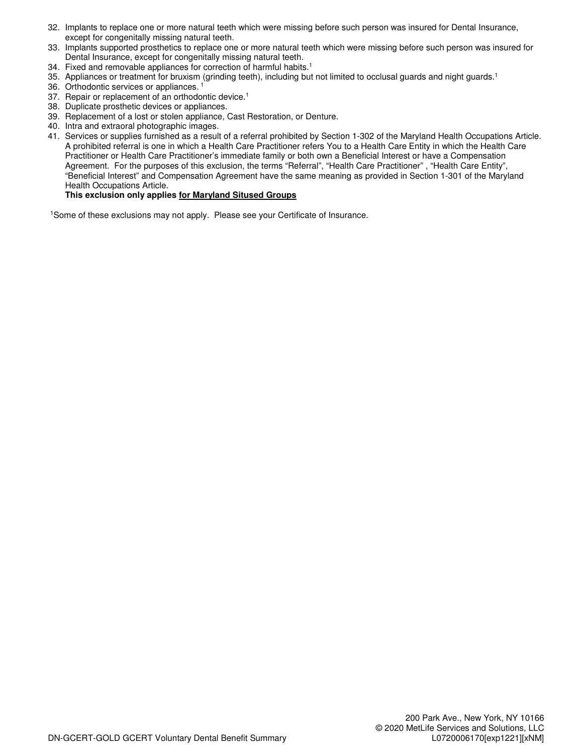32. Implants to replace one or more natural teeth which were missing before such person was insured for Dental Insurance, except for congenitally missing natural teeth.
33. Implants supported prosthetics to replace one or more natural teeth which were missing before such person was insured for Dental Insurance, except for congenitally missing natural teeth.
34. Fixed and removable appliances for correction of harmful habits.[1]
35. Appliances or treatment for bruxism (grinding teeth), including but not limited to occlusal guards and night guards.[1]
36. Orthodontic services or appliances. [1]
37. Repair or replacement of an orthodontic device.[1]
38. Duplicate prosthetic devices or appliances.
39. Replacement of a lost or stolen appliance, Cast Restoration, or Denture.
40. Intra and extraoral photographic images.
41. Services or supplies furnished as a result of a referral prohibited by Section 1-302 of the Maryland Health Occupations Article. A prohibited referral is one in which a Health Care Practitioner refers You to a Health Care Entity in which the Health Care Practitioner or Health Care Practitioner's immediate family or both own a Beneficial Interest or have a Compensation Agreement. For the purposes of this exclusion, the terms "Referral", "Health Care Practitioner" , "Health Care Entity", "Beneficial Interest" and Compensation Agreement have the same meaning as provided in Section 1-301 of the Maryland Health Occupations Article.
    **This exclusion only applies <u>for Maryland Sitused Groups</u>**

[1]Some of these exclusions may not apply. Please see your Certificate of Insurance.

200 Park Ave., New York, NY 10166
© 2020 MetLife Services and Solutions, LLC
DN-GCERT-GOLD GCERT Voluntary Dental Benefit Summary L0720006170[exp1221][xNM]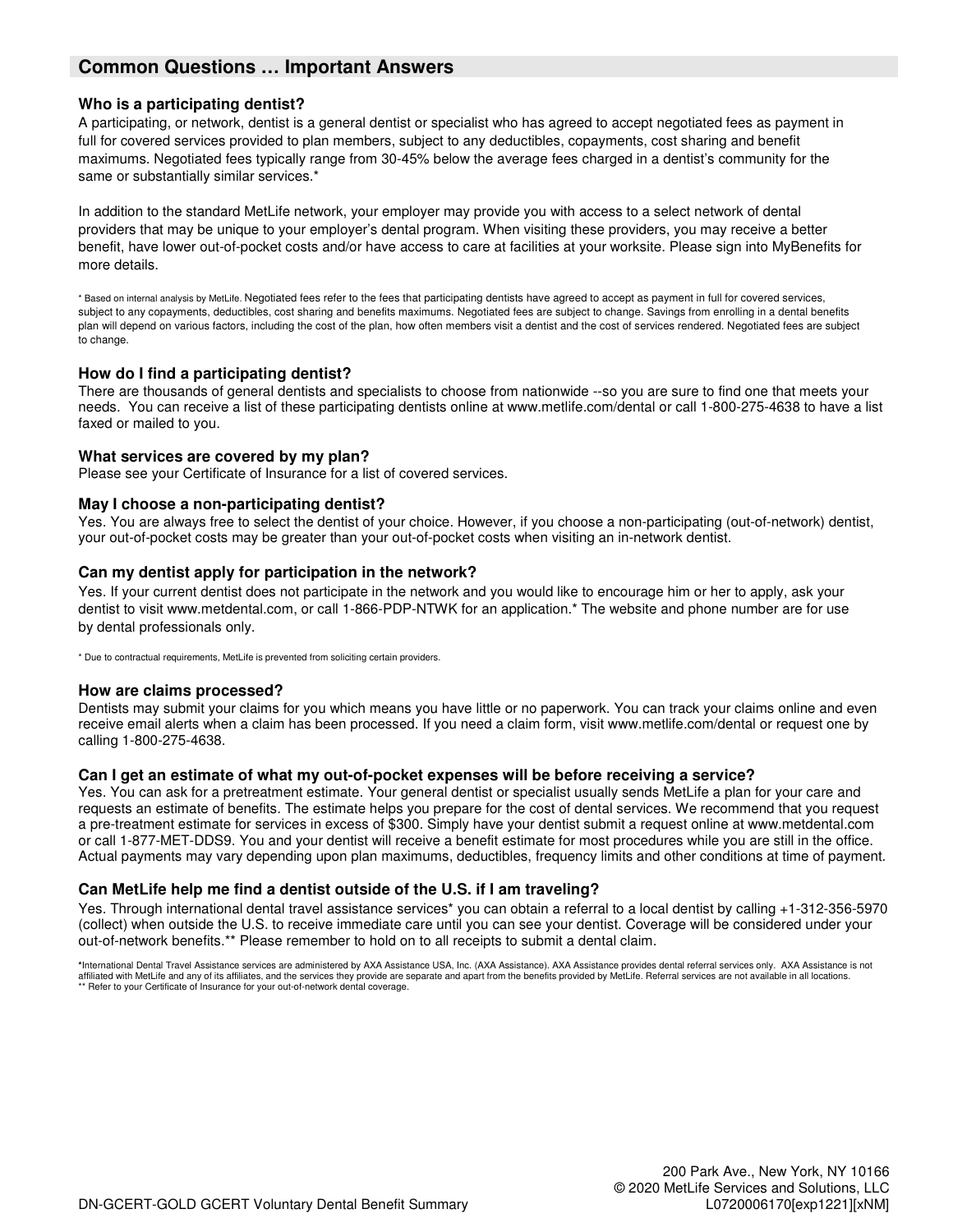## Common Questions … Important Answers

### Who is a participating dentist?

A participating, or network, dentist is a general dentist or specialist who has agreed to accept negotiated fees as payment in full for covered services provided to plan members, subject to any deductibles, copayments, cost sharing and benefit maximums. Negotiated fees typically range from 30-45% below the average fees charged in a dentist's community for the same or substantially similar services.*

In addition to the standard MetLife network, your employer may provide you with access to a select network of dental providers that may be unique to your employer's dental program. When visiting these providers, you may receive a better benefit, have lower out-of-pocket costs and/or have access to care at facilities at your worksite. Please sign into MyBenefits for more details.

* Based on internal analysis by MetLife. Negotiated fees refer to the fees that participating dentists have agreed to accept as payment in full for covered services, subject to any copayments, deductibles, cost sharing and benefits maximums. Negotiated fees are subject to change. Savings from enrolling in a dental benefits plan will depend on various factors, including the cost of the plan, how often members visit a dentist and the cost of services rendered. Negotiated fees are subject to change.

### How do I find a participating dentist?

There are thousands of general dentists and specialists to choose from nationwide --so you are sure to find one that meets your needs. You can receive a list of these participating dentists online at www.metlife.com/dental or call 1-800-275-4638 to have a list faxed or mailed to you.

### What services are covered by my plan?

Please see your Certificate of Insurance for a list of covered services.

### May I choose a non-participating dentist?

Yes. You are always free to select the dentist of your choice. However, if you choose a non-participating (out-of-network) dentist, your out-of-pocket costs may be greater than your out-of-pocket costs when visiting an in-network dentist.

### Can my dentist apply for participation in the network?

Yes. If your current dentist does not participate in the network and you would like to encourage him or her to apply, ask your dentist to visit www.metdental.com, or call 1-866-PDP-NTWK for an application.* The website and phone number are for use by dental professionals only.

* Due to contractual requirements, MetLife is prevented from soliciting certain providers.

### How are claims processed?

Dentists may submit your claims for you which means you have little or no paperwork. You can track your claims online and even receive email alerts when a claim has been processed. If you need a claim form, visit www.metlife.com/dental or request one by calling 1-800-275-4638.

### Can I get an estimate of what my out-of-pocket expenses will be before receiving a service?

Yes. You can ask for a pretreatment estimate. Your general dentist or specialist usually sends MetLife a plan for your care and requests an estimate of benefits. The estimate helps you prepare for the cost of dental services. We recommend that you request a pre-treatment estimate for services in excess of $300. Simply have your dentist submit a request online at www.metdental.com or call 1-877-MET-DDS9. You and your dentist will receive a benefit estimate for most procedures while you are still in the office. Actual payments may vary depending upon plan maximums, deductibles, frequency limits and other conditions at time of payment.

### Can MetLife help me find a dentist outside of the U.S. if I am traveling?

Yes. Through international dental travel assistance services* you can obtain a referral to a local dentist by calling +1-312-356-5970 (collect) when outside the U.S. to receive immediate care until you can see your dentist. Coverage will be considered under your out-of-network benefits.** Please remember to hold on to all receipts to submit a dental claim.

*International Dental Travel Assistance services are administered by AXA Assistance USA, Inc. (AXA Assistance). AXA Assistance provides dental referral services only. AXA Assistance is not affiliated with MetLife and any of its affiliates, and the services they provide are separate and apart from the benefits provided by MetLife. Referral services are not available in all locations.
** Refer to your Certificate of Insurance for your out-of-network dental coverage.

200 Park Ave., New York, NY 10166
© 2020 MetLife Services and Solutions, LLC
DN-GCERT-GOLD GCERT Voluntary Dental Benefit Summary
L0720006170[exp1221][xNM]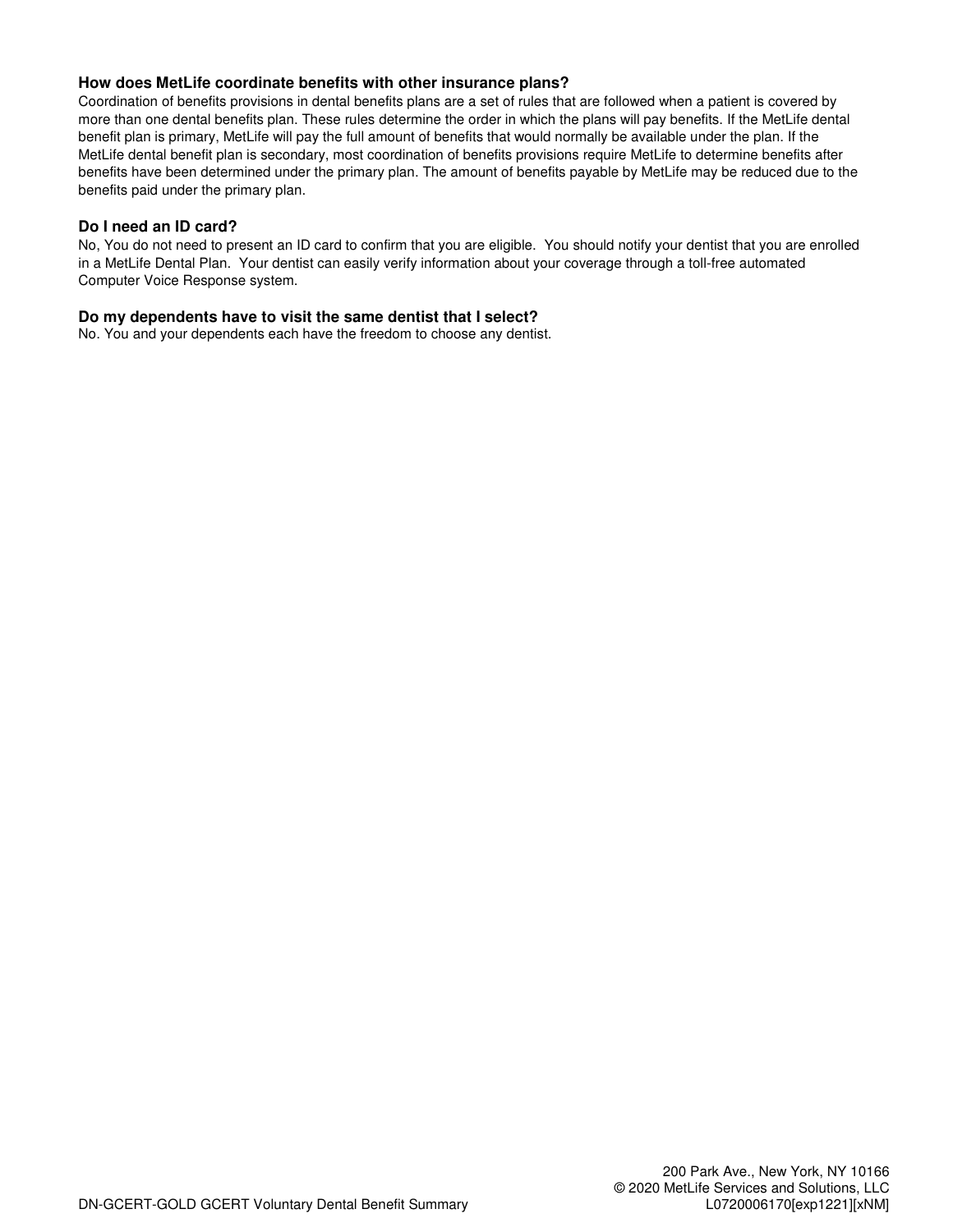### How does MetLife coordinate benefits with other insurance plans?

Coordination of benefits provisions in dental benefits plans are a set of rules that are followed when a patient is covered by more than one dental benefits plan. These rules determine the order in which the plans will pay benefits. If the MetLife dental benefit plan is primary, MetLife will pay the full amount of benefits that would normally be available under the plan. If the MetLife dental benefit plan is secondary, most coordination of benefits provisions require MetLife to determine benefits after benefits have been determined under the primary plan. The amount of benefits payable by MetLife may be reduced due to the benefits paid under the primary plan.

### Do I need an ID card?

No, You do not need to present an ID card to confirm that you are eligible. You should notify your dentist that you are enrolled in a MetLife Dental Plan. Your dentist can easily verify information about your coverage through a toll-free automated Computer Voice Response system.

### Do my dependents have to visit the same dentist that I select?

No. You and your dependents each have the freedom to choose any dentist.

200 Park Ave., New York, NY 10166
© 2020 MetLife Services and Solutions, LLC
DN-GCERT-GOLD GCERT Voluntary Dental Benefit Summary
L0720006170[exp1221][xNM]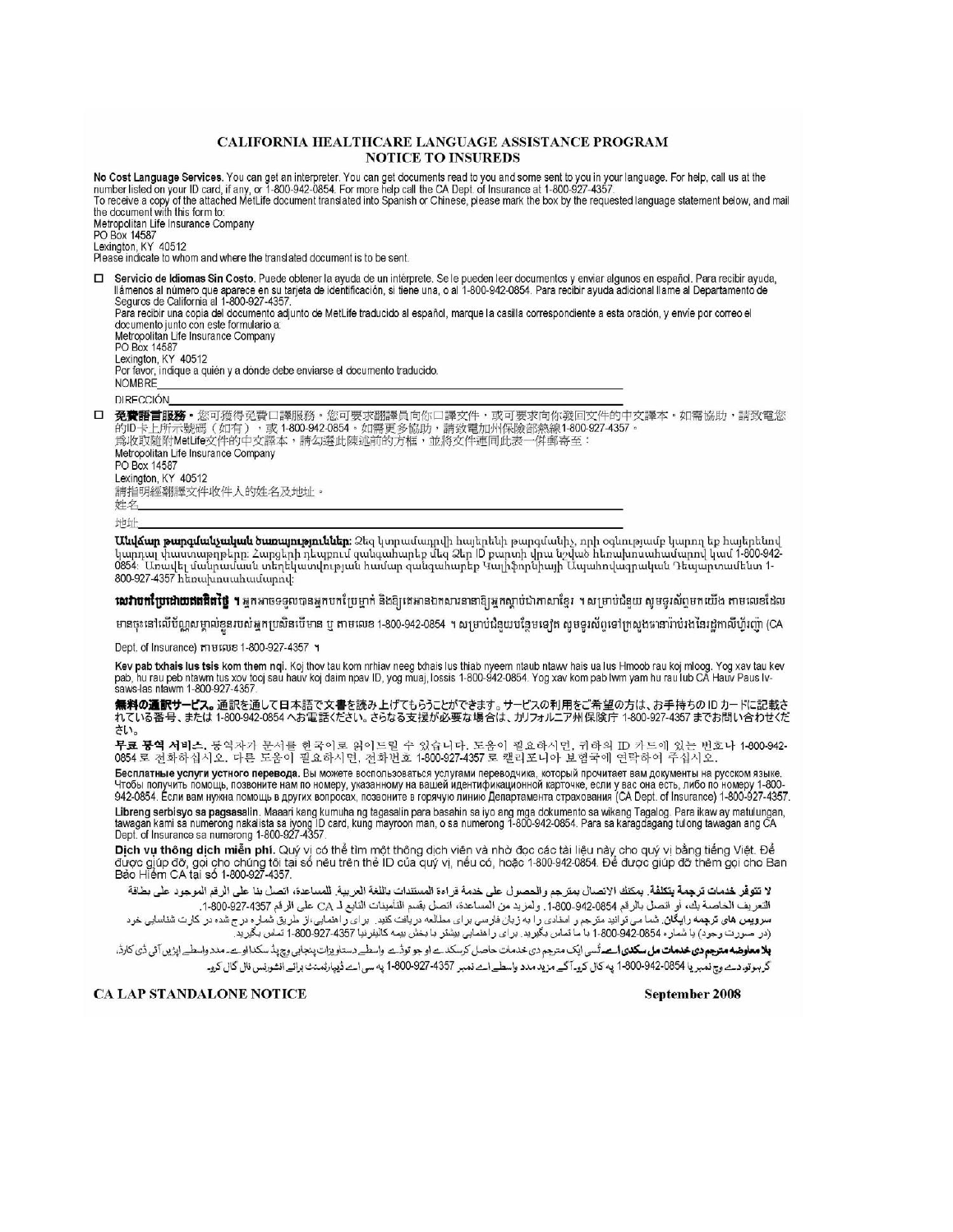# CALIFORNIA HEALTHCARE LANGUAGE ASSISTANCE PROGRAM
## NOTICE TO INSUREDS

**No Cost Language Services.** You can get an interpreter. You can get documents read to you and some sent to you in your language. For help, call us at the number listed on your ID card, if any, or 1-800-942-0854. For more help call the CA Dept. of Insurance at 1-800-927-4357.
To receive a copy of the attached MetLife document translated into Spanish or Chinese, please mark the box by the requested language statement below, and mail the document with this form to:
Metropolitan Life Insurance Company
PO Box 14587
Lexington, KY 40512
Please indicate to whom and where the translated document is to be sent.

☐ **Servicio de Idiomas Sin Costo.** Puede obtener la ayuda de un intérprete. Se le pueden leer documentos y enviar algunos en español. Para recibir ayuda, llámenos al número que aparece en su tarjeta de identificación, si tiene una, o al 1-800-942-0854. Para recibir ayuda adicional llame al Departamento de Seguros de California al 1-800-927-4357.
Para recibir una copia del documento adjunto de MetLife traducido al español, marque la casilla correspondiente a esta oración, y envíe por correo el documento junto con este formulario a:
Metropolitan Life Insurance Company
PO Box 14587
Lexington, KY 40512
Por favor, indique a quién y a dónde debe enviarse el documento traducido.
NOMBRE_______________________________________________
DIRECCIÓN_____________________________________________

☐ **免費語言服務。**您可獲得免費口譯服務。您可要求翻譯員向你口譯文件，或可要求向你寄回文件的中文譯本。如需協助，請致電您的ID卡上所示號碼（如有），或 1-800-942-0854。如需更多協助，請致電加州保險部熱線1-800-927-4357。
為收取隨附MetLife文件的中文譯本，請勾選此陳述前的方框，並將文件連同此表一併郵寄至：
Metropolitan Life Insurance Company
PO Box 14587
Lexington, KY 40512
請指明經翻譯文件收件人的姓名及地址。
姓名_______________________________________________
地址_______________________________________________

**Անվճար թարգմանչական ծառայություններ:** Չեզ կտրամադրվի հայերենի թարգմանիչ, որի օգնությամբ կարող եք հայերենով կարդալ փաստաթղթերը: Հարցերի դեպքում զանգահարեք մեզ Չեր ID քարտի վրա նշված հեռախոսահամարով կամ 1-800-942-0854: Առավել մանրամասն տեղեկատվության համար զանգահարեք Կալիֆորնիայի Ապահովագրական Դեպարտամենտ 1-800-927-4357 հեռախոսահամարով:

**សេវាបកប្រែដោយឥតគិតថ្លៃ ។** អ្នកអាចទទួលបានអ្នកបកប្រែម្នាក់ និងឲ្យគេអានឯកសារនានាឲ្យអ្នកស្តាប់ជាភាសាខ្មែរ ។ សម្រាប់ជំនួយ សូមទូរស័ព្ទមកយើង តាមលេខដែលមានចុះនៅលើប័ណ្ណសម្គាល់ខ្លួនរបស់អ្នកប្រសិនបើមាន ឬ តាមលេខ 1-800-942-0854 ។ សម្រាប់ជំនួយបន្ថែមទៀត សូមទូរស័ព្ទទៅក្រសួងធានារ៉ាប់រងនៃរដ្ឋកាលីហ្វ័រញ៉ា (CA Dept. of Insurance) តាមលេខ 1-800-927-4357 ។

**Kev pab txhais lus tsis kom them nqi.** Koj thov tau kom nrhiav neeg txhais lus thiab nyeem ntaub ntawv hais ua lus Hmoob rau koj mloog. Yog xav tau kev pab, hu rau peb ntawm tus xov tooj sau hauv koj daim npav ID, yog muaj, lossis 1-800-942-0854. Yog xav kom pab lwm yam hu rau lub CA Hauv Paus Iv-saws-las ntawm 1-800-927-4357.

**無料の通訳サービス。**通訳を通して日本語で文書を読み上げてもらうことができます。サービスの利用をご希望の方は、お手持ちのIDカードに記載されている番号、または 1-800-942-0854 へお電話ください。さらなる支援が必要な場合は、カリフォルニア州保険庁 1-800-927-4357 までお問い合わせください。

**무료 통역 서비스.** 통역자가 문서를 한국어로 읽어드릴 수 있습니다. 도움이 필요하시면, 귀하의 ID 카드에 있는 번호나 1-800-942-0854 로 전화하십시오. 다른 도움이 필요하시면, 전화번호 1-800-927-4357 로 캘리포니아 보험국에 연락하여 주십시오.

**Бесплатные услуги устного перевода.** Вы можете воспользоваться услугами переводчика, который прочитает вам документы на русском языке. Чтобы получить помощь, позвоните нам по номеру, указанному на вашей идентификационной карточке, если у вас она есть, либо по номеру 1-800-942-0854. Если вам нужна помощь в других вопросах, позвоните в горячую линию Департамента страхования (CA Dept. of Insurance) 1-800-927-4357.

**Libreng serbisyo sa pagsasalin.** Maaari kang kumuha ng tagasalin para basahin sa iyo ang mga dokumento sa wikang Tagalog. Para ikaw ay matulungan, tawagan kami sa numerong nakalista sa iyong ID card, kung mayroon man, o sa numerong 1-800-942-0854. Para sa karagdagang tulong tawagan ang CA Dept. of Insurance sa numerong 1-800-927-4357.

**Dịch vụ thông dịch miễn phí.** Quý vị có thể tìm một thông dịch viên và nhờ đọc các tài liệu này cho quý vị bằng tiếng Việt. Để được giúp đỡ, gọi cho chúng tôi tại số nêu trên thẻ ID của quý vị, nếu có, hoặc 1-800-942-0854. Để được giúp đỡ thêm gọi cho Ban Bảo Hiểm CA tại số 1-800-927-4357.

**لا تتوفر خدمات ترجمة بتكلفة.** بمكنك الاتصال بمترجم والحصول على خدمة قراءة المستندات باللغة العربية. للمساعدة، اتصل بنا على الرقم الموجود على بطاقة التعريف الخاصة بك، أو اتصل بالرقم 0854-942-800-1. ولمزيد من المساعدة، اتصل بقسم التأمينات التابع لـ CA على الرقم 4357-927-800-1.

**سرویس های ترجمه رایگان.** شما می توانید مترجم و امدادی را به زبان فارسی برای مطالعه دریافت کنید. برای راهنمایی، از طریق شماره درج شده در کارت شناسایی خود (در صورت وجود) یا شماره 0854-942-800-1 با ما تماس بگیرید. برای راهنمایی بیشتر با بخش بیمه کالیفرنیا 4357-927-800-1 تماس بگیرید.

**بلا معاوضہ مترجم دی خدمات مل سکدی اے۔** تسی ایک مترجم دی خدمات حاصل کرسکدے او جو توڈے واسطے دستاویزات پنجابی وچ پڑھ سکدا اے۔ مدد واسطے اپنے آئی ڈی کارڈ، گر ہو تو دے وچ نمبر یا 0854-942-800-1 پہ کال کرو۔ آگے مزید مدد واسطے اے نمبر 4357-927-800-1 پہ سی اے ڈیپارٹمنٹ برائے انشورنس نال کال کرو۔

**CA LAP STANDALONE NOTICE** September 2008